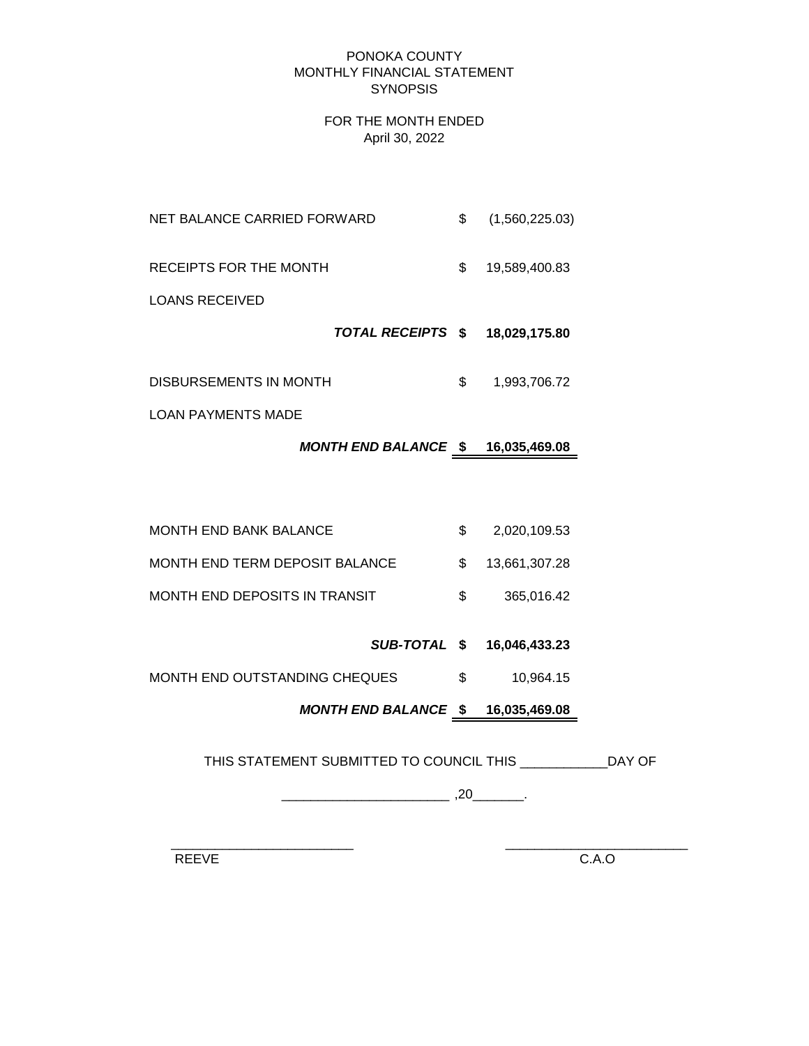# PONOKA COUNTY
## MONTHLY FINANCIAL STATEMENT
## SYNOPSIS

FOR THE MONTH ENDED
April 30, 2022

| | | |
|---|---|---|
| NET BALANCE CARRIED FORWARD | $ | (1,560,225.03) |
| RECEIPTS FOR THE MONTH | $ | 19,589,400.83 |
| LOANS RECEIVED | | |
| ***TOTAL RECEIPTS*** | **$** | **18,029,175.80** |
| DISBURSEMENTS IN MONTH | $ | 1,993,706.72 |
| LOAN PAYMENTS MADE | | |
| ***MONTH END BALANCE*** | **$** | **16,035,469.08** |

| | | |
|---|---|---|
| MONTH END BANK BALANCE | $ | 2,020,109.53 |
| MONTH END TERM DEPOSIT BALANCE | $ | 13,661,307.28 |
| MONTH END DEPOSITS IN TRANSIT | $ | 365,016.42 |
| ***SUB-TOTAL*** | **$** | **16,046,433.23** |
| MONTH END OUTSTANDING CHEQUES | $ | 10,964.15 |
| ***MONTH END BALANCE*** | **$** | **16,035,469.08** |

THIS STATEMENT SUBMITTED TO COUNCIL THIS ___________DAY OF

______________________ ,20_______.

________________________ REEVE

________________________ C.A.O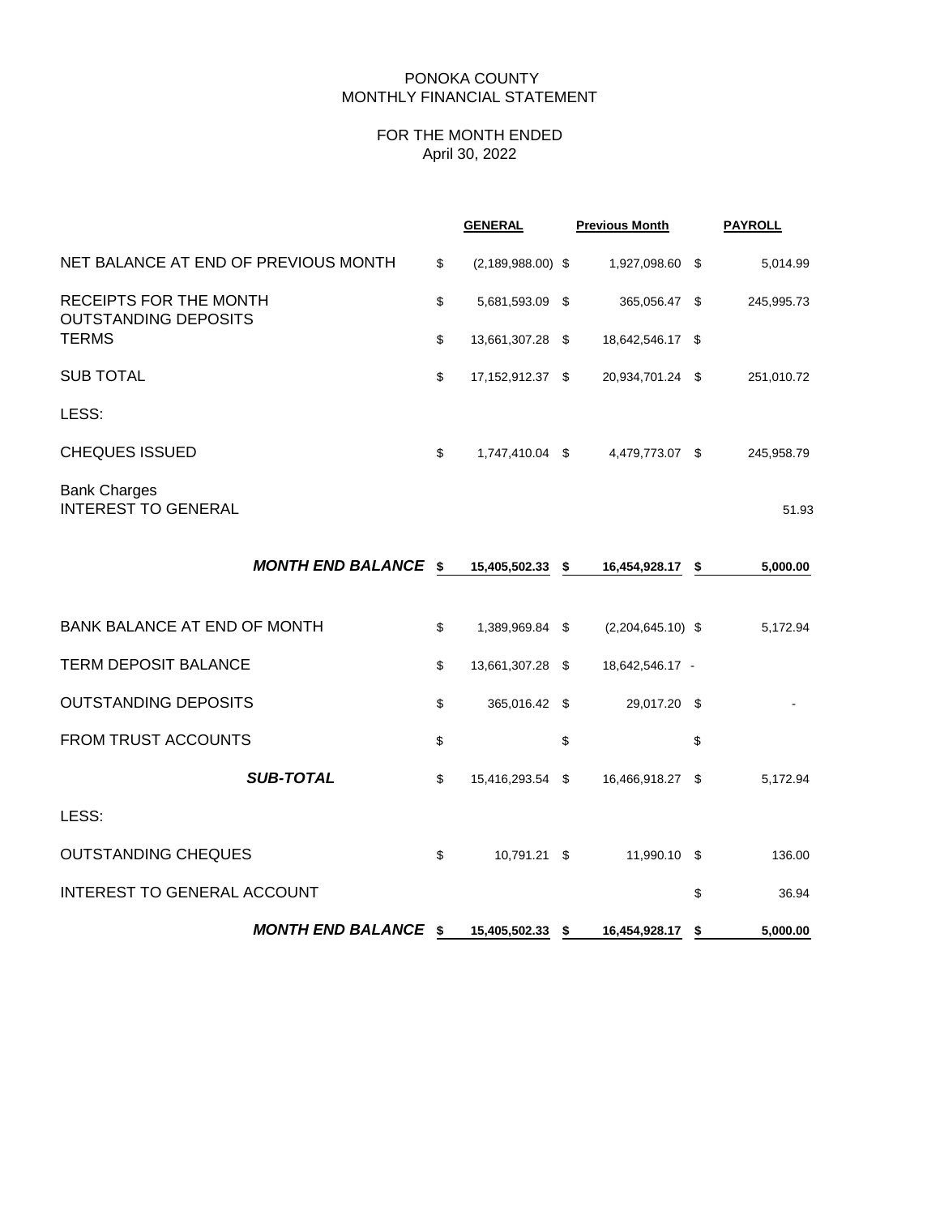PONOKA COUNTY
MONTHLY FINANCIAL STATEMENT

FOR THE MONTH ENDED
April 30, 2022

| | GENERAL | Previous Month | PAYROLL |
|---|---|---|---|
| NET BALANCE AT END OF PREVIOUS MONTH | $ (2,189,988.00) | $ 1,927,098.60 | $ 5,014.99 |
| RECEIPTS FOR THE MONTH | $ 5,681,593.09 | $ 365,056.47 | $ 245,995.73 |
| OUTSTANDING DEPOSITS TERMS | $ 13,661,307.28 | $ 18,642,546.17 | $ |
| SUB TOTAL | $ 17,152,912.37 | $ 20,934,701.24 | $ 251,010.72 |
| LESS: | | | |
| CHEQUES ISSUED | $ 1,747,410.04 | $ 4,479,773.07 | $ 245,958.79 |
| Bank Charges | | | |
| INTEREST TO GENERAL | | | 51.93 |
| ***MONTH END BALANCE*** | **$ 15,405,502.33** | **$ 16,454,928.17** | **$ 5,000.00** |
| BANK BALANCE AT END OF MONTH | $ 1,389,969.84 | $ (2,204,645.10) | $ 5,172.94 |
| TERM DEPOSIT BALANCE | $ 13,661,307.28 | $ 18,642,546.17 | - |
| OUTSTANDING DEPOSITS | $ 365,016.42 | $ 29,017.20 | $ - |
| FROM TRUST ACCOUNTS | $ | $ | $ |
| ***SUB-TOTAL*** | $ 15,416,293.54 | $ 16,466,918.27 | $ 5,172.94 |
| LESS: | | | |
| OUTSTANDING CHEQUES | $ 10,791.21 | $ 11,990.10 | $ 136.00 |
| INTEREST TO GENERAL ACCOUNT | | | $ 36.94 |
| ***MONTH END BALANCE*** | **$ 15,405,502.33** | **$ 16,454,928.17** | **$ 5,000.00** |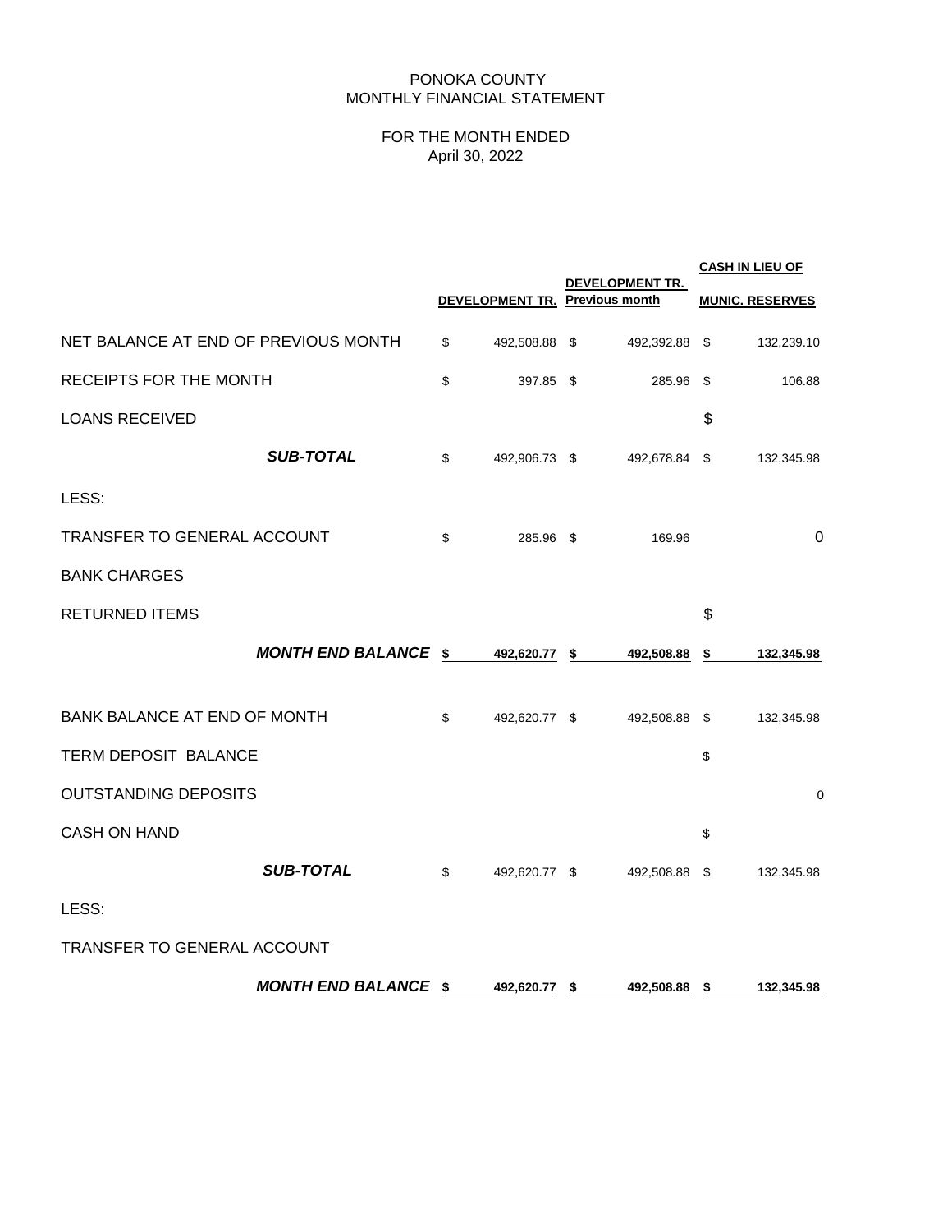PONOKA COUNTY
MONTHLY FINANCIAL STATEMENT

FOR THE MONTH ENDED
April 30, 2022

| | DEVELOPMENT TR. | DEVELOPMENT TR. Previous month | CASH IN LIEU OF MUNIC. RESERVES |
|---|---|---|---|
| NET BALANCE AT END OF PREVIOUS MONTH | $ 492,508.88 | $ 492,392.88 | $ 132,239.10 |
| RECEIPTS FOR THE MONTH | $ 397.85 | $ 285.96 | $ 106.88 |
| LOANS RECEIVED | | | $ |
| ***SUB-TOTAL*** | $ 492,906.73 | $ 492,678.84 | $ 132,345.98 |
| LESS: | | | |
| TRANSFER TO GENERAL ACCOUNT | $ 285.96 | $ 169.96 | 0 |
| BANK CHARGES | | | |
| RETURNED ITEMS | | | $ |
| ***MONTH END BALANCE*** | **$ 492,620.77** | **$ 492,508.88** | **$ 132,345.98** |
| | | | |
| BANK BALANCE AT END OF MONTH | $ 492,620.77 | $ 492,508.88 | $ 132,345.98 |
| TERM DEPOSIT BALANCE | | | $ |
| OUTSTANDING DEPOSITS | | | 0 |
| CASH ON HAND | | | $ |
| ***SUB-TOTAL*** | $ 492,620.77 | $ 492,508.88 | $ 132,345.98 |
| LESS: | | | |
| TRANSFER TO GENERAL ACCOUNT | | | |
| ***MONTH END BALANCE*** | **$ 492,620.77** | **$ 492,508.88** | **$ 132,345.98** |